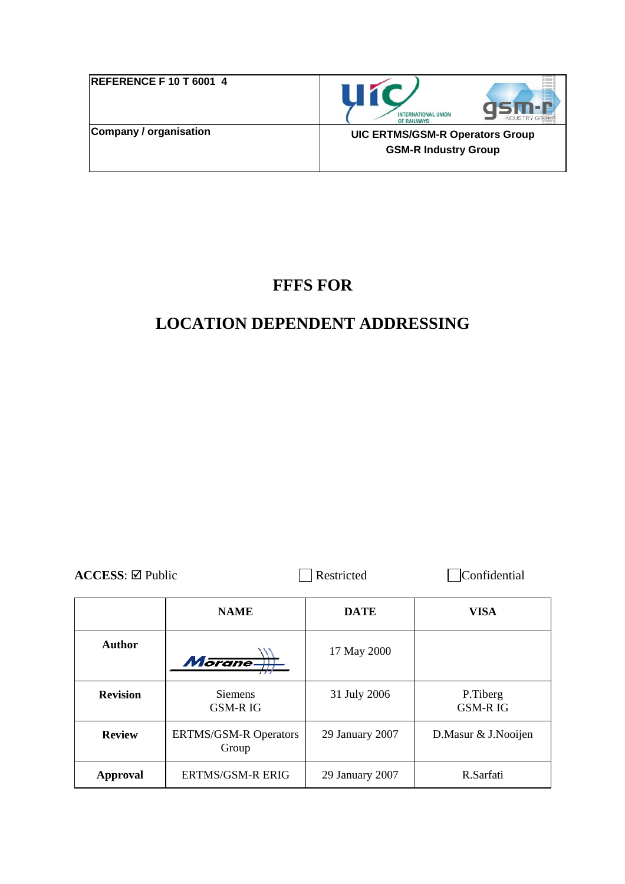| REFERENCE F 10 T 6001 4 | |
|---|---|
| Company / organisation | **UIC ERTMS/GSM-R Operators Group**<br>**GSM-R Industry Group** |

# FFFS FOR

# LOCATION DEPENDENT ADDRESSING

**ACCESS**: ☑ Public ☐ Restricted ☐ Confidential

| | **NAME** | **DATE** | **VISA** |
|---|---|---|---|
| **Author** | Morane | 17 May 2000 | |
| **Revision** | Siemens<br>GSM-R IG | 31 July 2006 | P.Tiberg<br>GSM-R IG |
| **Review** | ERTMS/GSM-R Operators Group | 29 January 2007 | D.Masur & J.Nooijen |
| **Approval** | ERTMS/GSM-R ERIG | 29 January 2007 | R.Sarfati |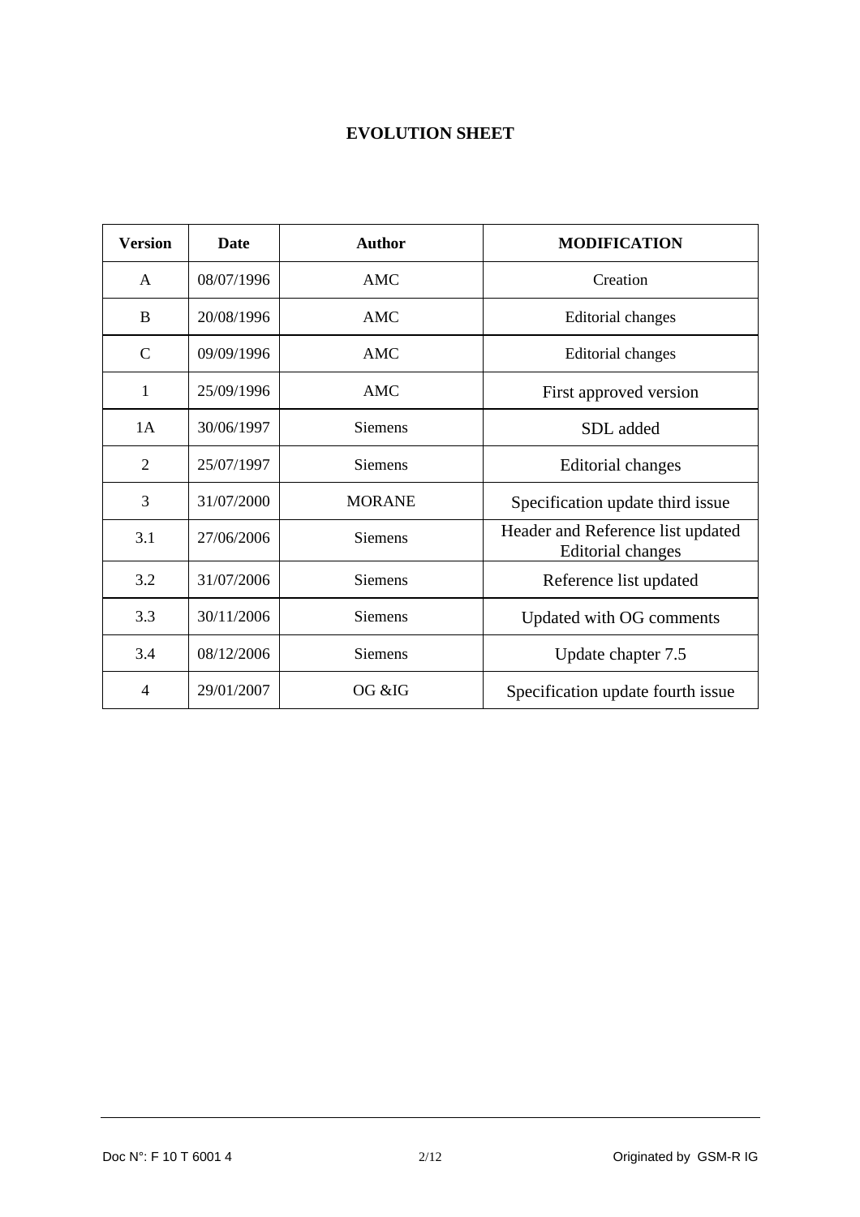# EVOLUTION SHEET

| Version | Date | Author | MODIFICATION |
|---|---|---|---|
| A | 08/07/1996 | AMC | Creation |
| B | 20/08/1996 | AMC | Editorial changes |
| C | 09/09/1996 | AMC | Editorial changes |
| 1 | 25/09/1996 | AMC | First approved version |
| 1A | 30/06/1997 | Siemens | SDL added |
| 2 | 25/07/1997 | Siemens | Editorial changes |
| 3 | 31/07/2000 | MORANE | Specification update third issue |
| 3.1 | 27/06/2006 | Siemens | Header and Reference list updated Editorial changes |
| 3.2 | 31/07/2006 | Siemens | Reference list updated |
| 3.3 | 30/11/2006 | Siemens | Updated with OG comments |
| 3.4 | 08/12/2006 | Siemens | Update chapter 7.5 |
| 4 | 29/01/2007 | OG &IG | Specification update fourth issue |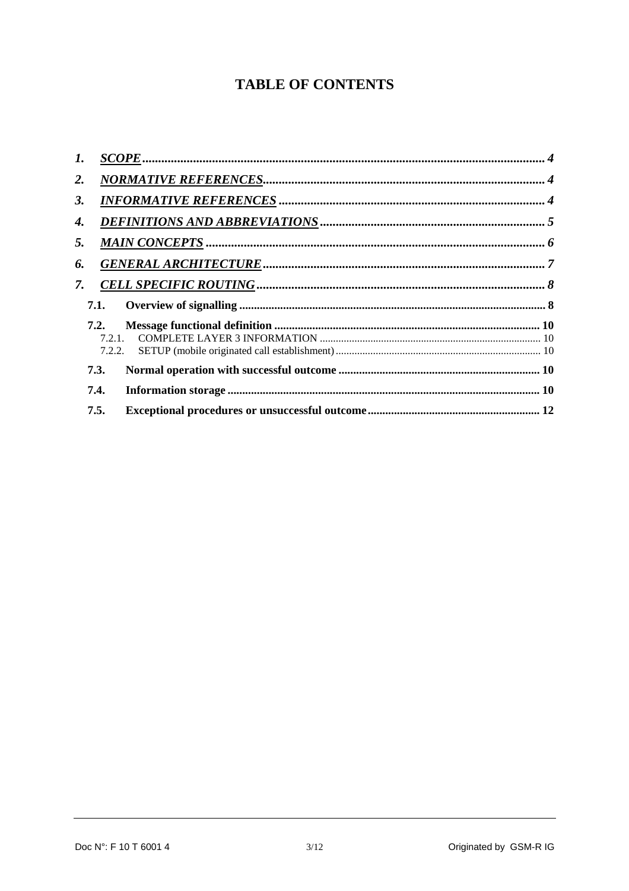# TABLE OF CONTENTS

1. *SCOPE* ........................................................................................................................ 4
2. *NORMATIVE REFERENCES* ..................................................................................... 4
3. *INFORMATIVE REFERENCES* .................................................................................. 4
4. *DEFINITIONS AND ABBREVIATIONS* ...................................................................... 5
5. *MAIN CONCEPTS* ..................................................................................................... 6
6. *GENERAL ARCHITECTURE* ..................................................................................... 7
7. *CELL SPECIFIC ROUTING* ........................................................................................ 8
   - **7.1. Overview of signalling** ......................................................................................... 8
   - **7.2. Message functional definition** ............................................................................. 10
     - 7.2.1. COMPLETE LAYER 3 INFORMATION .......................................................... 10
     - 7.2.2. SETUP (mobile originated call establishment) ............................................... 10
   - **7.3. Normal operation with successful outcome** ........................................................ 10
   - **7.4. Information storage** ........................................................................................... 10
   - **7.5. Exceptional procedures or unsuccessful outcome** ............................................... 12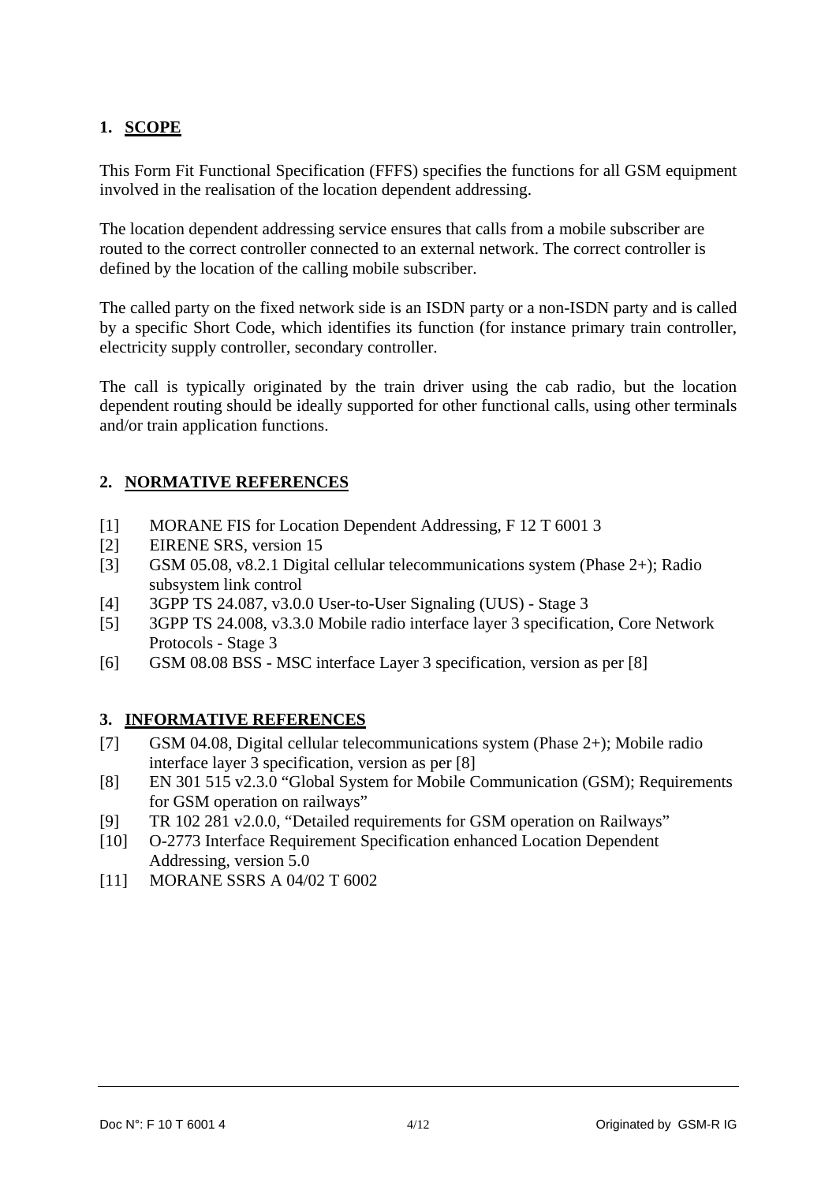## 1. SCOPE

This Form Fit Functional Specification (FFFS) specifies the functions for all GSM equipment involved in the realisation of the location dependent addressing.

The location dependent addressing service ensures that calls from a mobile subscriber are routed to the correct controller connected to an external network. The correct controller is defined by the location of the calling mobile subscriber.

The called party on the fixed network side is an ISDN party or a non-ISDN party and is called by a specific Short Code, which identifies its function (for instance primary train controller, electricity supply controller, secondary controller.

The call is typically originated by the train driver using the cab radio, but the location dependent routing should be ideally supported for other functional calls, using other terminals and/or train application functions.

## 2. NORMATIVE REFERENCES

[1] MORANE FIS for Location Dependent Addressing, F 12 T 6001 3
[2] EIRENE SRS, version 15
[3] GSM 05.08, v8.2.1 Digital cellular telecommunications system (Phase 2+); Radio subsystem link control
[4] 3GPP TS 24.087, v3.0.0 User-to-User Signaling (UUS) - Stage 3
[5] 3GPP TS 24.008, v3.3.0 Mobile radio interface layer 3 specification, Core Network Protocols - Stage 3
[6] GSM 08.08 BSS - MSC interface Layer 3 specification, version as per [8]

## 3. INFORMATIVE REFERENCES

[7] GSM 04.08, Digital cellular telecommunications system (Phase 2+); Mobile radio interface layer 3 specification, version as per [8]
[8] EN 301 515 v2.3.0 "Global System for Mobile Communication (GSM); Requirements for GSM operation on railways"
[9] TR 102 281 v2.0.0, "Detailed requirements for GSM operation on Railways"
[10] O-2773 Interface Requirement Specification enhanced Location Dependent Addressing, version 5.0
[11] MORANE SSRS A 04/02 T 6002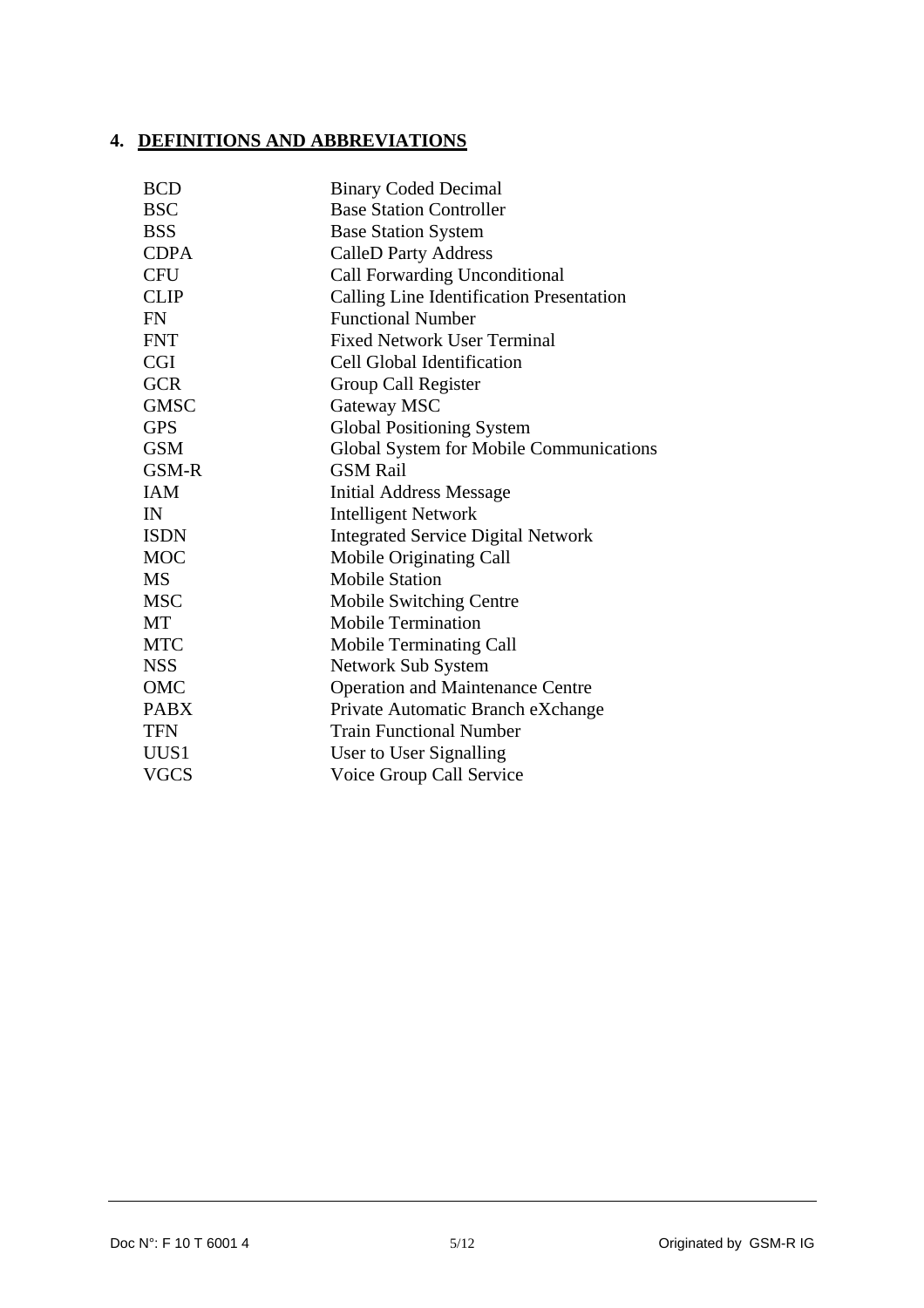## 4. DEFINITIONS AND ABBREVIATIONS

| | |
|---|---|
| BCD | Binary Coded Decimal |
| BSC | Base Station Controller |
| BSS | Base Station System |
| CDPA | CalleD Party Address |
| CFU | Call Forwarding Unconditional |
| CLIP | Calling Line Identification Presentation |
| FN | Functional Number |
| FNT | Fixed Network User Terminal |
| CGI | Cell Global Identification |
| GCR | Group Call Register |
| GMSC | Gateway MSC |
| GPS | Global Positioning System |
| GSM | Global System for Mobile Communications |
| GSM-R | GSM Rail |
| IAM | Initial Address Message |
| IN | Intelligent Network |
| ISDN | Integrated Service Digital Network |
| MOC | Mobile Originating Call |
| MS | Mobile Station |
| MSC | Mobile Switching Centre |
| MT | Mobile Termination |
| MTC | Mobile Terminating Call |
| NSS | Network Sub System |
| OMC | Operation and Maintenance Centre |
| PABX | Private Automatic Branch eXchange |
| TFN | Train Functional Number |
| UUS1 | User to User Signalling |
| VGCS | Voice Group Call Service |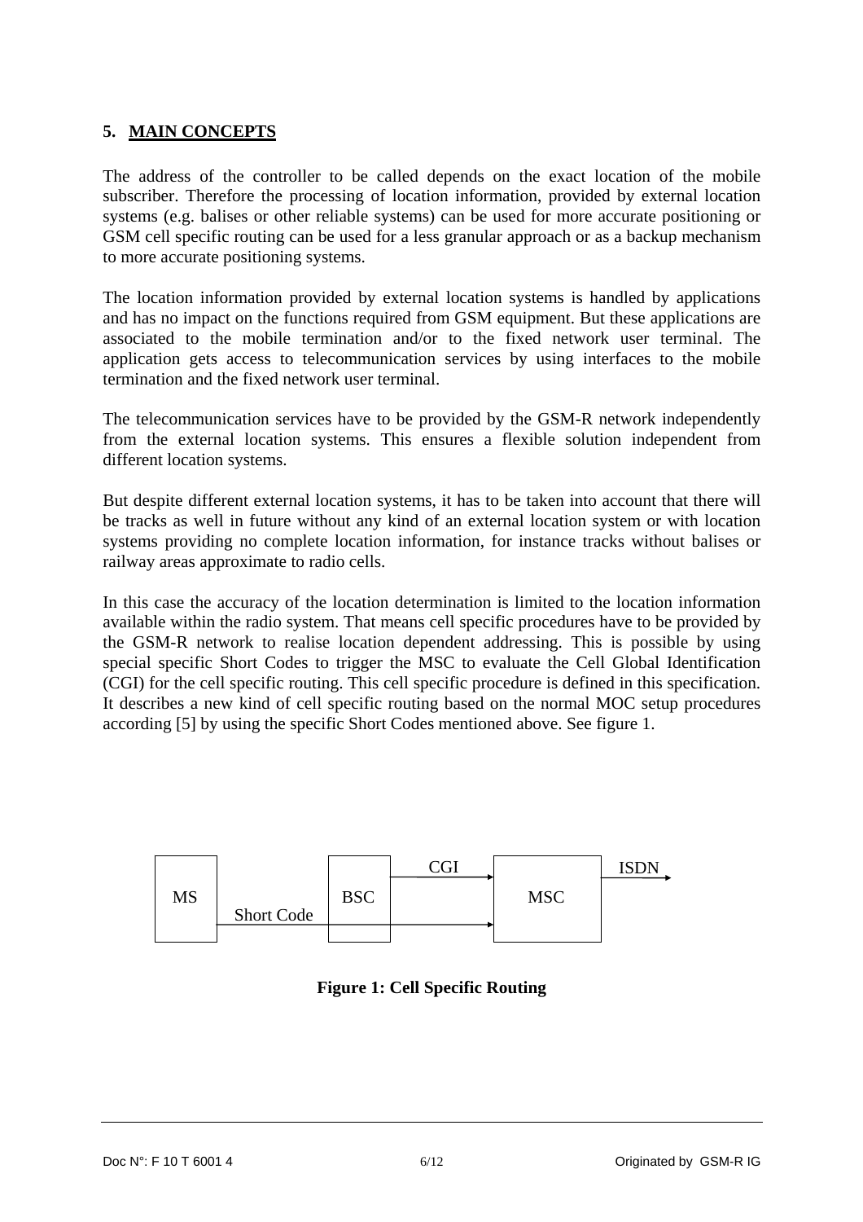## 5. MAIN CONCEPTS

The address of the controller to be called depends on the exact location of the mobile subscriber. Therefore the processing of location information, provided by external location systems (e.g. balises or other reliable systems) can be used for more accurate positioning or GSM cell specific routing can be used for a less granular approach or as a backup mechanism to more accurate positioning systems.

The location information provided by external location systems is handled by applications and has no impact on the functions required from GSM equipment. But these applications are associated to the mobile termination and/or to the fixed network user terminal. The application gets access to telecommunication services by using interfaces to the mobile termination and the fixed network user terminal.

The telecommunication services have to be provided by the GSM-R network independently from the external location systems. This ensures a flexible solution independent from different location systems.

But despite different external location systems, it has to be taken into account that there will be tracks as well in future without any kind of an external location system or with location systems providing no complete location information, for instance tracks without balises or railway areas approximate to radio cells.

In this case the accuracy of the location determination is limited to the location information available within the radio system. That means cell specific procedures have to be provided by the GSM-R network to realise location dependent addressing. This is possible by using special specific Short Codes to trigger the MSC to evaluate the Cell Global Identification (CGI) for the cell specific routing. This cell specific procedure is defined in this specification. It describes a new kind of cell specific routing based on the normal MOC setup procedures according [5] by using the specific Short Codes mentioned above. See figure 1.

MS — Short Code → BSC — CGI → MSC — ISDN →

**Figure 1: Cell Specific Routing**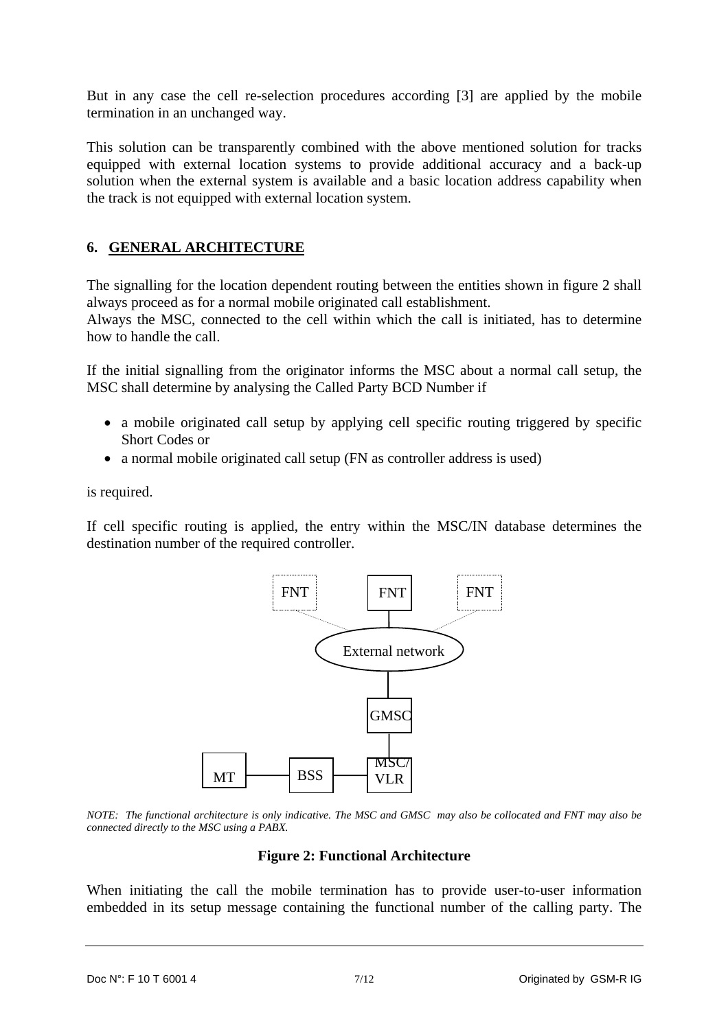But in any case the cell re-selection procedures according [3] are applied by the mobile termination in an unchanged way.

This solution can be transparently combined with the above mentioned solution for tracks equipped with external location systems to provide additional accuracy and a back-up solution when the external system is available and a basic location address capability when the track is not equipped with external location system.

## 6. GENERAL ARCHITECTURE

The signalling for the location dependent routing between the entities shown in figure 2 shall always proceed as for a normal mobile originated call establishment.
Always the MSC, connected to the cell within which the call is initiated, has to determine how to handle the call.

If the initial signalling from the originator informs the MSC about a normal call setup, the MSC shall determine by analysing the Called Party BCD Number if

- a mobile originated call setup by applying cell specific routing triggered by specific Short Codes or
- a normal mobile originated call setup (FN as controller address is used)

is required.

If cell specific routing is applied, the entry within the MSC/IN database determines the destination number of the required controller.

FNT FNT FNT

External network

GMSC

MT BSS MSC/VLR

*NOTE: The functional architecture is only indicative. The MSC and GMSC may also be collocated and FNT may also be connected directly to the MSC using a PABX.*

**Figure 2: Functional Architecture**

When initiating the call the mobile termination has to provide user-to-user information embedded in its setup message containing the functional number of the calling party. The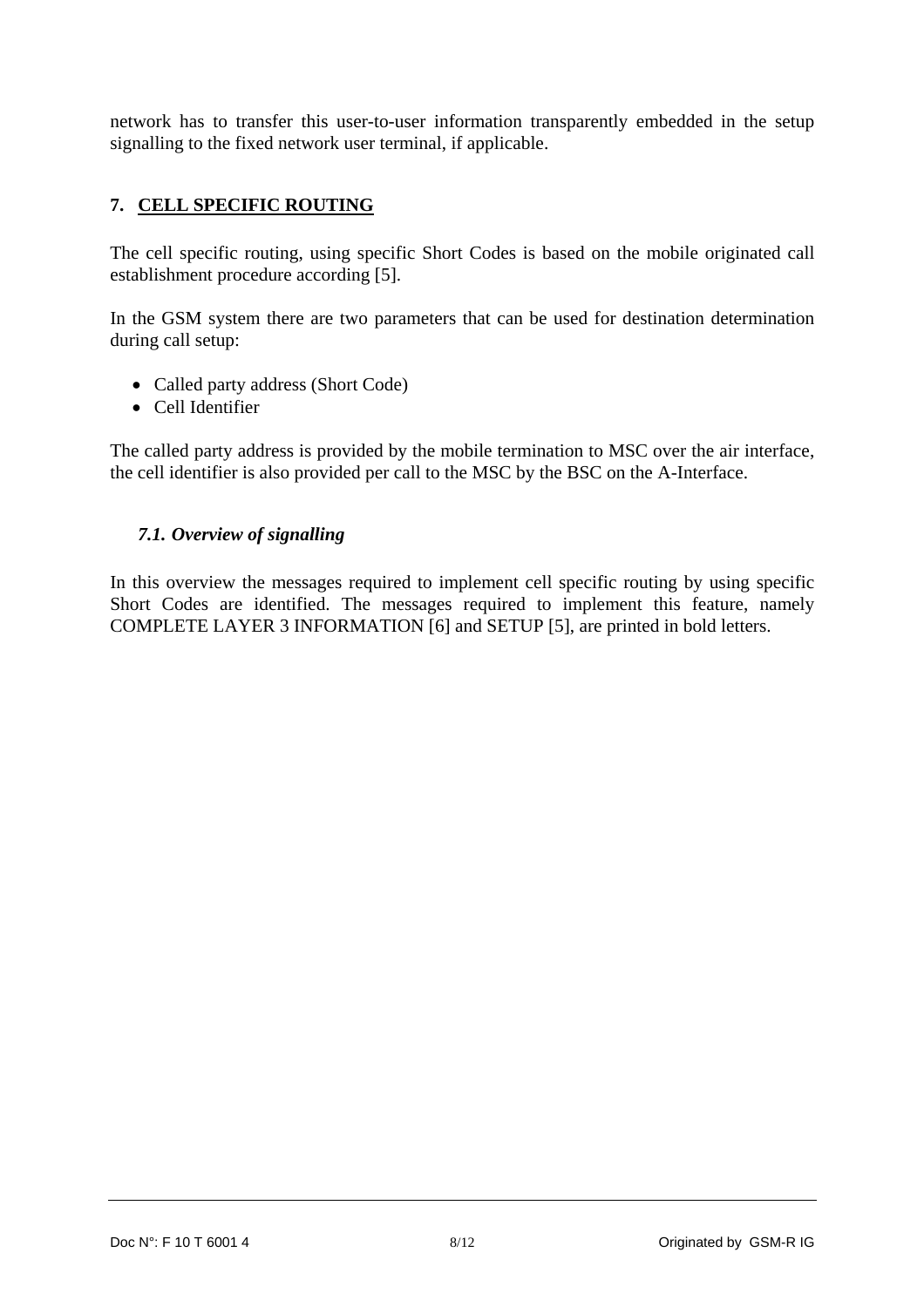network has to transfer this user-to-user information transparently embedded in the setup signalling to the fixed network user terminal, if applicable.

## 7. CELL SPECIFIC ROUTING

The cell specific routing, using specific Short Codes is based on the mobile originated call establishment procedure according [5].

In the GSM system there are two parameters that can be used for destination determination during call setup:

- Called party address (Short Code)
- Cell Identifier

The called party address is provided by the mobile termination to MSC over the air interface, the cell identifier is also provided per call to the MSC by the BSC on the A-Interface.

### *7.1. Overview of signalling*

In this overview the messages required to implement cell specific routing by using specific Short Codes are identified. The messages required to implement this feature, namely COMPLETE LAYER 3 INFORMATION [6] and SETUP [5], are printed in bold letters.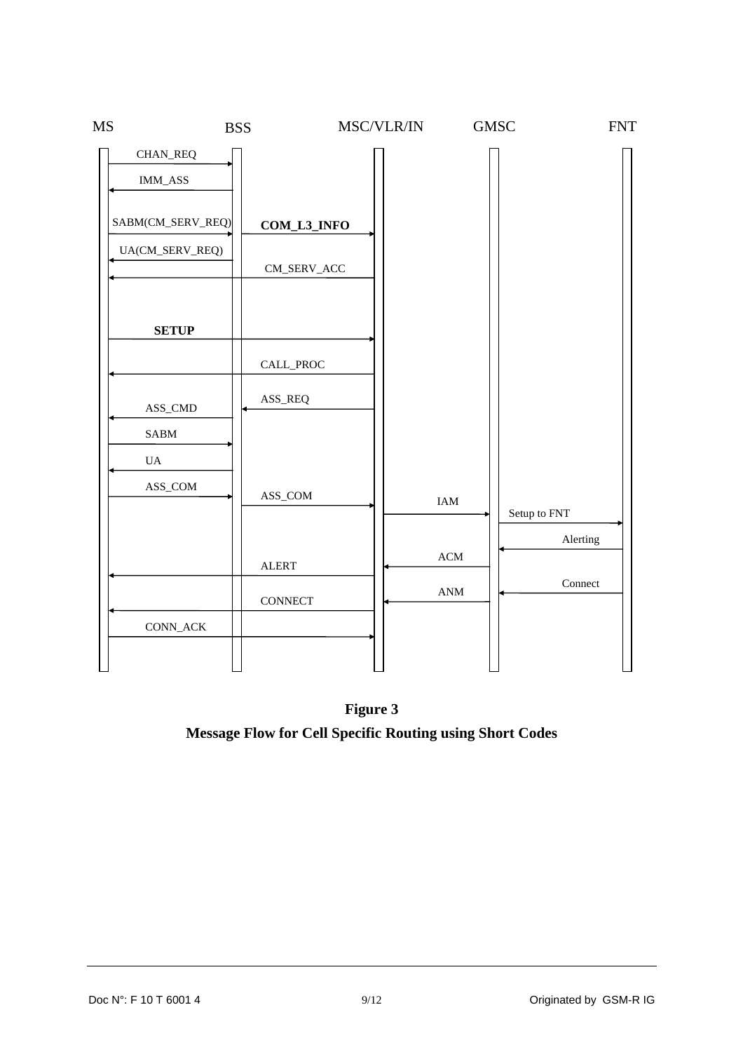| From | To | Message |
|---|---|---|
| MS | BSS | CHAN_REQ |
| BSS | MS | IMM_ASS |
| MS | BSS | SABM(CM_SERV_REQ) |
| BSS | MSC/VLR/IN | **COM_L3_INFO** |
| BSS | MS | UA(CM_SERV_REQ) |
| MSC/VLR/IN | MS | CM_SERV_ACC |
| MS | MSC/VLR/IN | **SETUP** |
| MSC/VLR/IN | MS | CALL_PROC |
| MSC/VLR/IN | BSS | ASS_REQ |
| BSS | MS | ASS_CMD |
| MS | BSS | SABM |
| BSS | MS | UA |
| MS | BSS | ASS_COM |
| BSS | MSC/VLR/IN | ASS_COM |
| MSC/VLR/IN | GMSC | IAM |
| GMSC | FNT | Setup to FNT |
| FNT | GMSC | Alerting |
| GMSC | MSC/VLR/IN | ACM |
| MSC/VLR/IN | MS | ALERT |
| FNT | GMSC | Connect |
| GMSC | MSC/VLR/IN | ANM |
| MSC/VLR/IN | MS | CONNECT |
| MS | MSC/VLR/IN | CONN_ACK |

**Figure 3**

**Message Flow for Cell Specific Routing using Short Codes**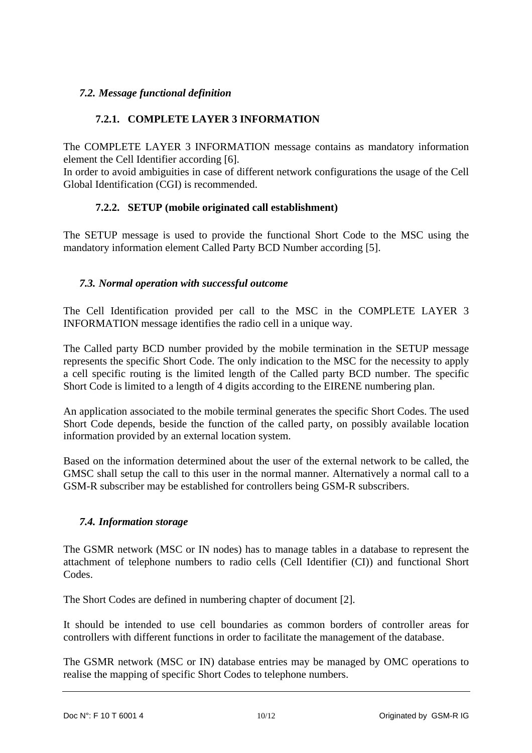## *7.2. Message functional definition*

### 7.2.1. COMPLETE LAYER 3 INFORMATION

The COMPLETE LAYER 3 INFORMATION message contains as mandatory information element the Cell Identifier according [6].
In order to avoid ambiguities in case of different network configurations the usage of the Cell Global Identification (CGI) is recommended.

### 7.2.2. SETUP (mobile originated call establishment)

The SETUP message is used to provide the functional Short Code to the MSC using the mandatory information element Called Party BCD Number according [5].

## *7.3. Normal operation with successful outcome*

The Cell Identification provided per call to the MSC in the COMPLETE LAYER 3 INFORMATION message identifies the radio cell in a unique way.

The Called party BCD number provided by the mobile termination in the SETUP message represents the specific Short Code. The only indication to the MSC for the necessity to apply a cell specific routing is the limited length of the Called party BCD number. The specific Short Code is limited to a length of 4 digits according to the EIRENE numbering plan.

An application associated to the mobile terminal generates the specific Short Codes. The used Short Code depends, beside the function of the called party, on possibly available location information provided by an external location system.

Based on the information determined about the user of the external network to be called, the GMSC shall setup the call to this user in the normal manner. Alternatively a normal call to a GSM-R subscriber may be established for controllers being GSM-R subscribers.

## *7.4. Information storage*

The GSMR network (MSC or IN nodes) has to manage tables in a database to represent the attachment of telephone numbers to radio cells (Cell Identifier (CI)) and functional Short Codes.

The Short Codes are defined in numbering chapter of document [2].

It should be intended to use cell boundaries as common borders of controller areas for controllers with different functions in order to facilitate the management of the database.

The GSMR network (MSC or IN) database entries may be managed by OMC operations to realise the mapping of specific Short Codes to telephone numbers.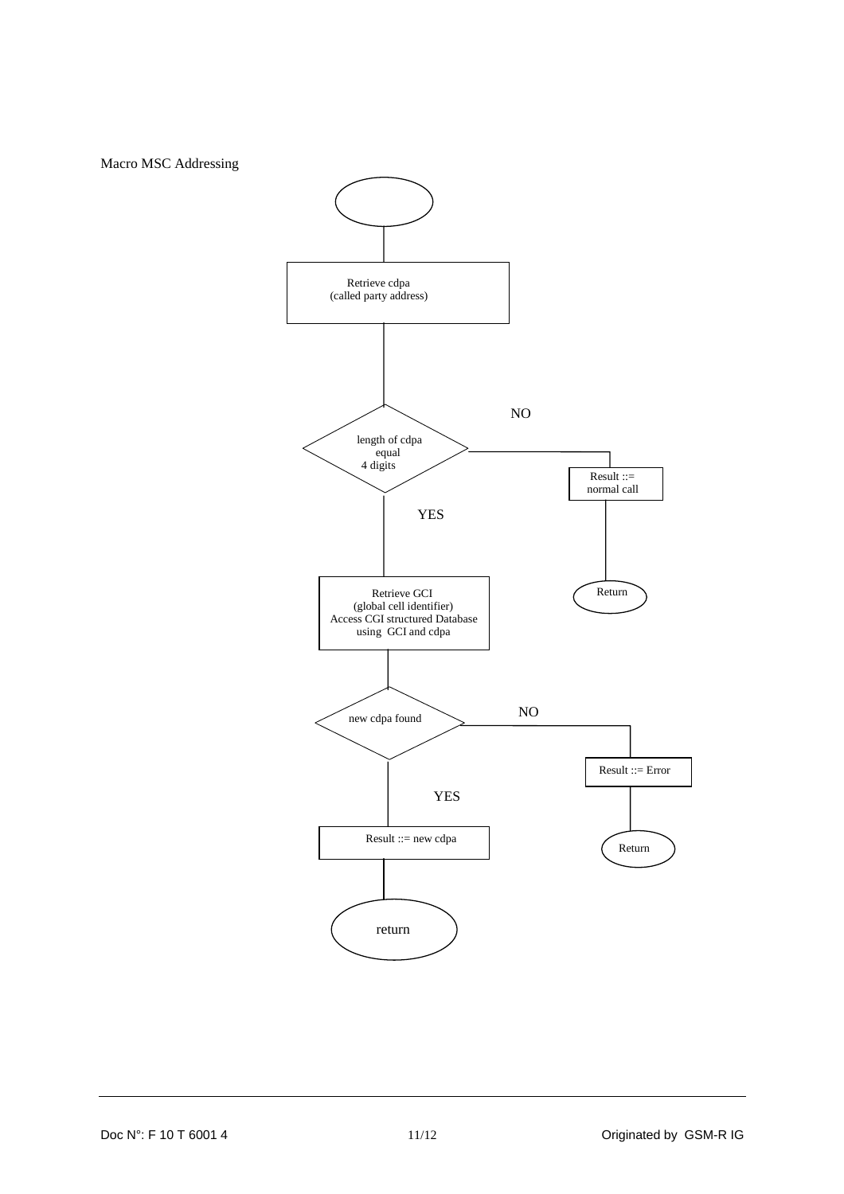Macro MSC Addressing

Retrieve cdpa
(called party address)

length of cdpa
equal
4 digits

NO

Result ::=
normal call

Return

YES

Retrieve GCI
(global cell identifier)
Access CGI structured Database
using GCI and cdpa

new cdpa found

NO

Result ::= Error

Return

YES

Result ::= new cdpa

return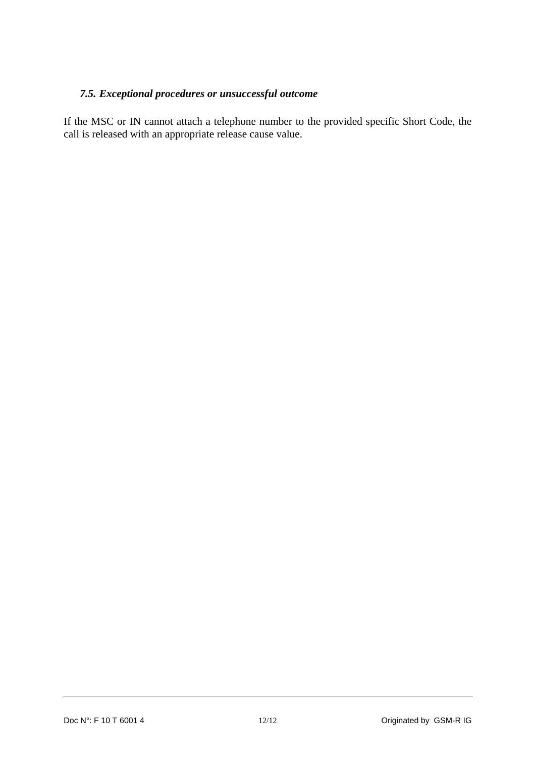### *7.5. Exceptional procedures or unsuccessful outcome*

If the MSC or IN cannot attach a telephone number to the provided specific Short Code, the call is released with an appropriate release cause value.